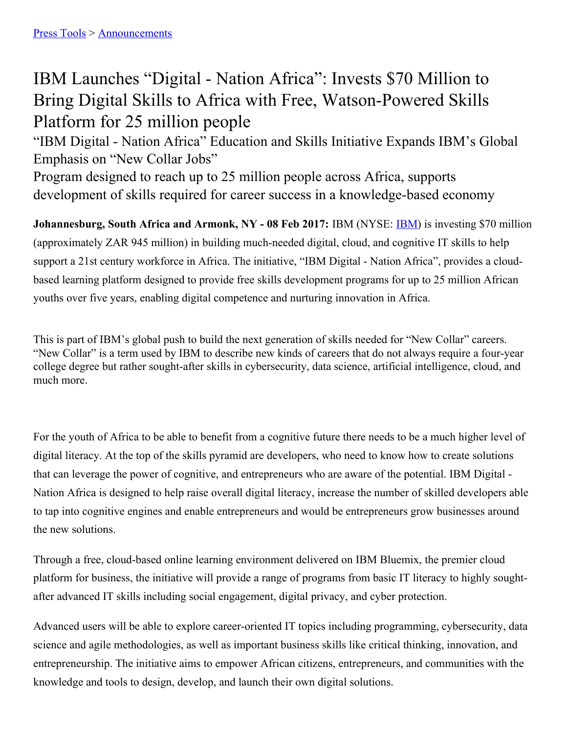[Press Tools](#) > [Announcements](#)

# IBM Launches “Digital - Nation Africa”: Invests $70 Million to Bring Digital Skills to Africa with Free, Watson-Powered Skills Platform for 25 million people

## “IBM Digital - Nation Africa” Education and Skills Initiative Expands IBM’s Global Emphasis on “New Collar Jobs”

## Program designed to reach up to 25 million people across Africa, supports development of skills required for career success in a knowledge-based economy

**Johannesburg, South Africa and Armonk, NY - 08 Feb 2017:** IBM (NYSE: [IBM](#)) is investing $70 million (approximately ZAR 945 million) in building much-needed digital, cloud, and cognitive IT skills to help support a 21st century workforce in Africa. The initiative, “IBM Digital - Nation Africa”, provides a cloud-based learning platform designed to provide free skills development programs for up to 25 million African youths over five years, enabling digital competence and nurturing innovation in Africa.

This is part of IBM’s global push to build the next generation of skills needed for “New Collar” careers. “New Collar” is a term used by IBM to describe new kinds of careers that do not always require a four-year college degree but rather sought-after skills in cybersecurity, data science, artificial intelligence, cloud, and much more.

For the youth of Africa to be able to benefit from a cognitive future there needs to be a much higher level of digital literacy. At the top of the skills pyramid are developers, who need to know how to create solutions that can leverage the power of cognitive, and entrepreneurs who are aware of the potential. IBM Digital - Nation Africa is designed to help raise overall digital literacy, increase the number of skilled developers able to tap into cognitive engines and enable entrepreneurs and would be entrepreneurs grow businesses around the new solutions.

Through a free, cloud-based online learning environment delivered on IBM Bluemix, the premier cloud platform for business, the initiative will provide a range of programs from basic IT literacy to highly sought-after advanced IT skills including social engagement, digital privacy, and cyber protection.

Advanced users will be able to explore career-oriented IT topics including programming, cybersecurity, data science and agile methodologies, as well as important business skills like critical thinking, innovation, and entrepreneurship. The initiative aims to empower African citizens, entrepreneurs, and communities with the knowledge and tools to design, develop, and launch their own digital solutions.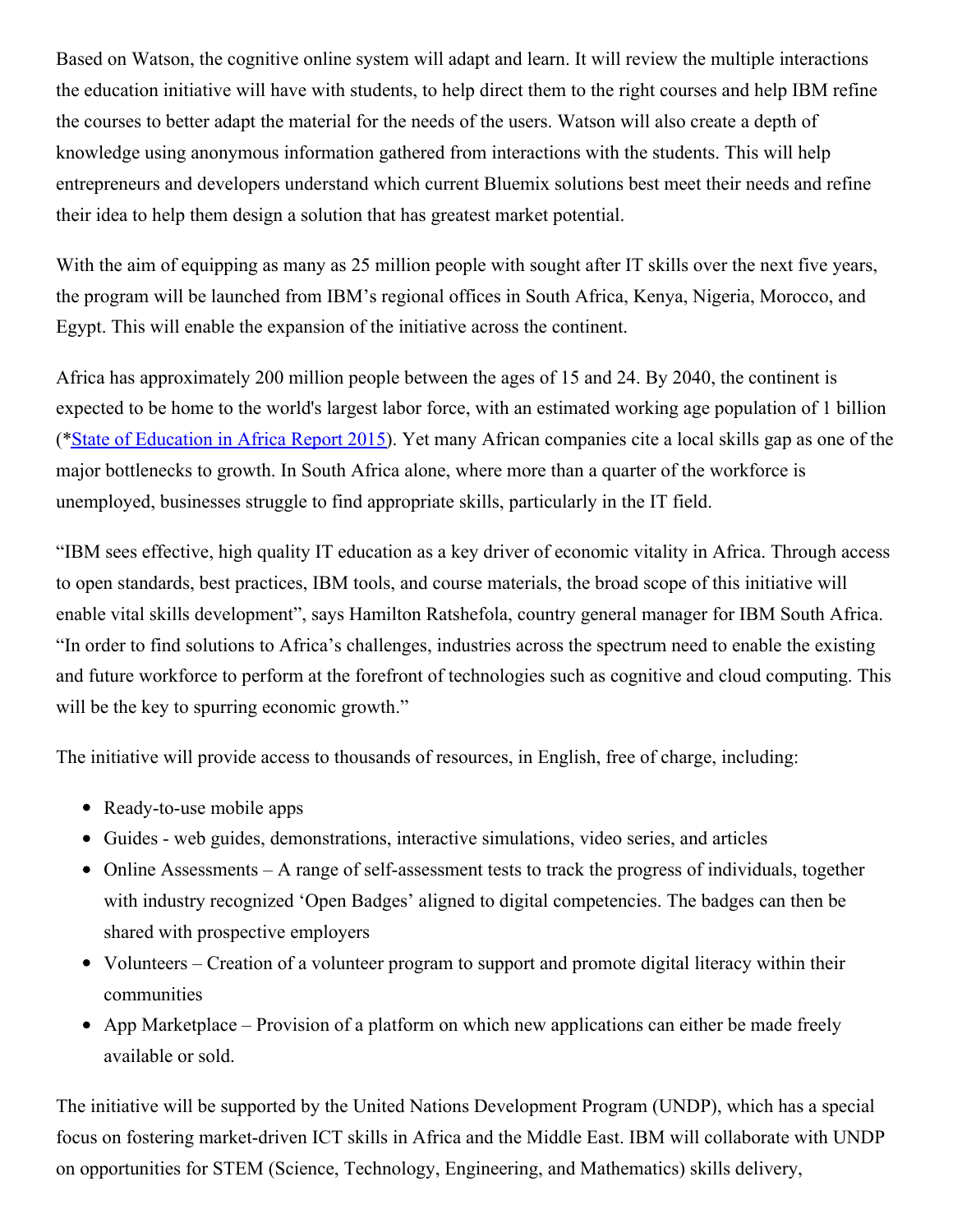Based on Watson, the cognitive online system will adapt and learn. It will review the multiple interactions the education initiative will have with students, to help direct them to the right courses and help IBM refine the courses to better adapt the material for the needs of the users. Watson will also create a depth of knowledge using anonymous information gathered from interactions with the students. This will help entrepreneurs and developers understand which current Bluemix solutions best meet their needs and refine their idea to help them design a solution that has greatest market potential.

With the aim of equipping as many as 25 million people with sought after IT skills over the next five years, the program will be launched from IBM's regional offices in South Africa, Kenya, Nigeria, Morocco, and Egypt. This will enable the expansion of the initiative across the continent.

Africa has approximately 200 million people between the ages of 15 and 24. By 2040, the continent is expected to be home to the world's largest labor force, with an estimated working age population of 1 billion (*[State of Education in Africa Report 2015](#)). Yet many African companies cite a local skills gap as one of the major bottlenecks to growth. In South Africa alone, where more than a quarter of the workforce is unemployed, businesses struggle to find appropriate skills, particularly in the IT field.

"IBM sees effective, high quality IT education as a key driver of economic vitality in Africa. Through access to open standards, best practices, IBM tools, and course materials, the broad scope of this initiative will enable vital skills development", says Hamilton Ratshefola, country general manager for IBM South Africa. "In order to find solutions to Africa's challenges, industries across the spectrum need to enable the existing and future workforce to perform at the forefront of technologies such as cognitive and cloud computing. This will be the key to spurring economic growth."

The initiative will provide access to thousands of resources, in English, free of charge, including:

- Ready-to-use mobile apps
- Guides - web guides, demonstrations, interactive simulations, video series, and articles
- Online Assessments – A range of self-assessment tests to track the progress of individuals, together with industry recognized 'Open Badges' aligned to digital competencies. The badges can then be shared with prospective employers
- Volunteers – Creation of a volunteer program to support and promote digital literacy within their communities
- App Marketplace – Provision of a platform on which new applications can either be made freely available or sold.

The initiative will be supported by the United Nations Development Program (UNDP), which has a special focus on fostering market-driven ICT skills in Africa and the Middle East. IBM will collaborate with UNDP on opportunities for STEM (Science, Technology, Engineering, and Mathematics) skills delivery,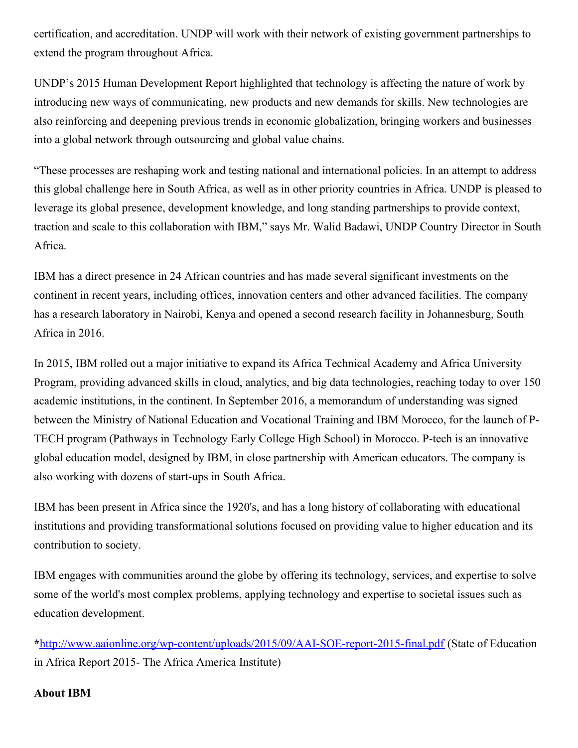certification, and accreditation. UNDP will work with their network of existing government partnerships to extend the program throughout Africa.

UNDP's 2015 Human Development Report highlighted that technology is affecting the nature of work by introducing new ways of communicating, new products and new demands for skills. New technologies are also reinforcing and deepening previous trends in economic globalization, bringing workers and businesses into a global network through outsourcing and global value chains.

"These processes are reshaping work and testing national and international policies. In an attempt to address this global challenge here in South Africa, as well as in other priority countries in Africa. UNDP is pleased to leverage its global presence, development knowledge, and long standing partnerships to provide context, traction and scale to this collaboration with IBM," says Mr. Walid Badawi, UNDP Country Director in South Africa.

IBM has a direct presence in 24 African countries and has made several significant investments on the continent in recent years, including offices, innovation centers and other advanced facilities. The company has a research laboratory in Nairobi, Kenya and opened a second research facility in Johannesburg, South Africa in 2016.

In 2015, IBM rolled out a major initiative to expand its Africa Technical Academy and Africa University Program, providing advanced skills in cloud, analytics, and big data technologies, reaching today to over 150 academic institutions, in the continent. In September 2016, a memorandum of understanding was signed between the Ministry of National Education and Vocational Training and IBM Morocco, for the launch of P-TECH program (Pathways in Technology Early College High School) in Morocco. P-tech is an innovative global education model, designed by IBM, in close partnership with American educators. The company is also working with dozens of start-ups in South Africa.

IBM has been present in Africa since the 1920's, and has a long history of collaborating with educational institutions and providing transformational solutions focused on providing value to higher education and its contribution to society.

IBM engages with communities around the globe by offering its technology, services, and expertise to solve some of the world's most complex problems, applying technology and expertise to societal issues such as education development.

**\***[http://www.aaionline.org/wp-content/uploads/2015/09/AAI-SOE-report-2015-final.pdf](http://www.aaionline.org/wp-content/uploads/2015/09/AAI-SOE-report-2015-final.pdf) (State of Education in Africa Report 2015- The Africa America Institute)

**About IBM**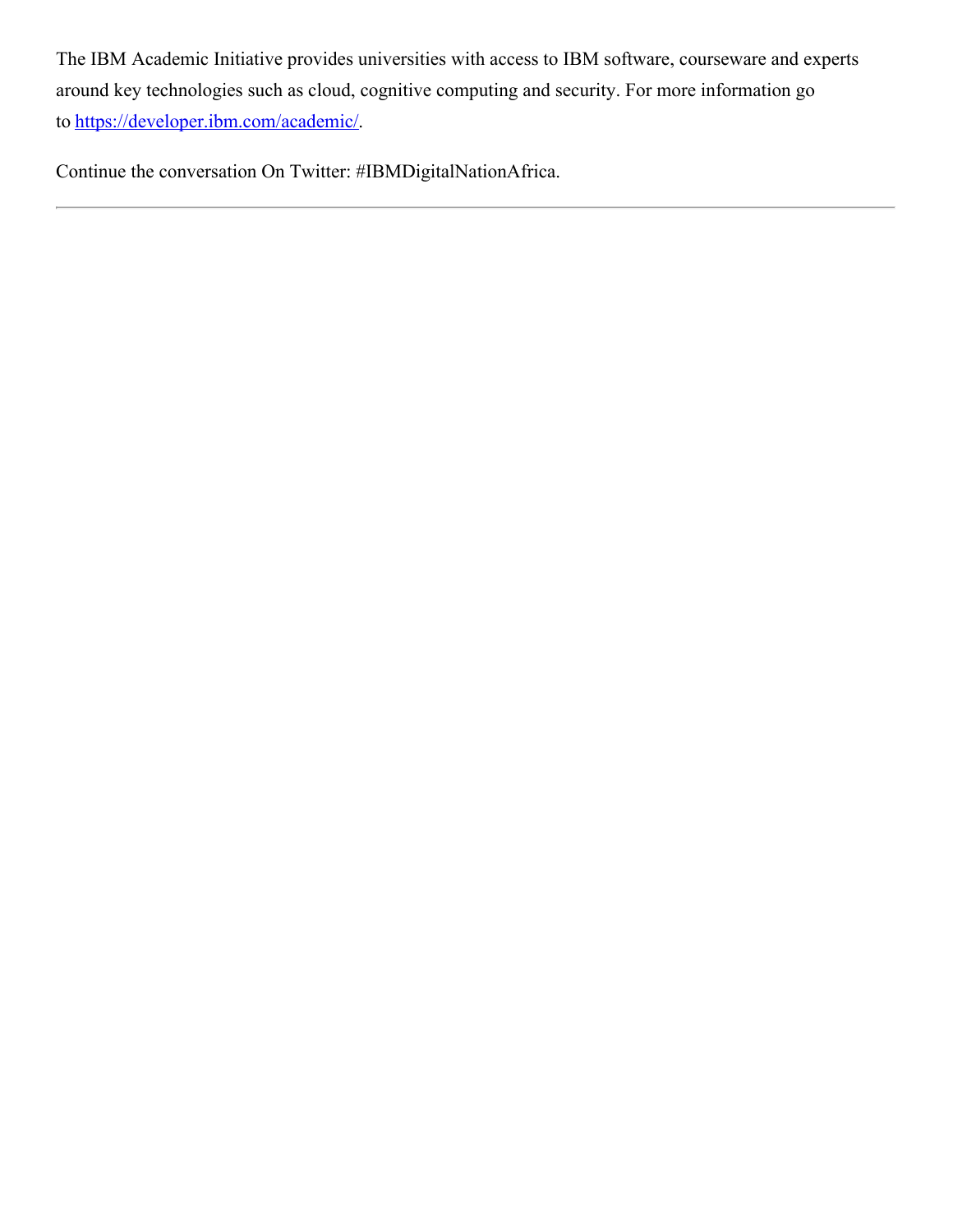The IBM Academic Initiative provides universities with access to IBM software, courseware and experts around key technologies such as cloud, cognitive computing and security. For more information go to https://developer.ibm.com/academic/.

Continue the conversation On Twitter: #IBMDigitalNationAfrica.

---